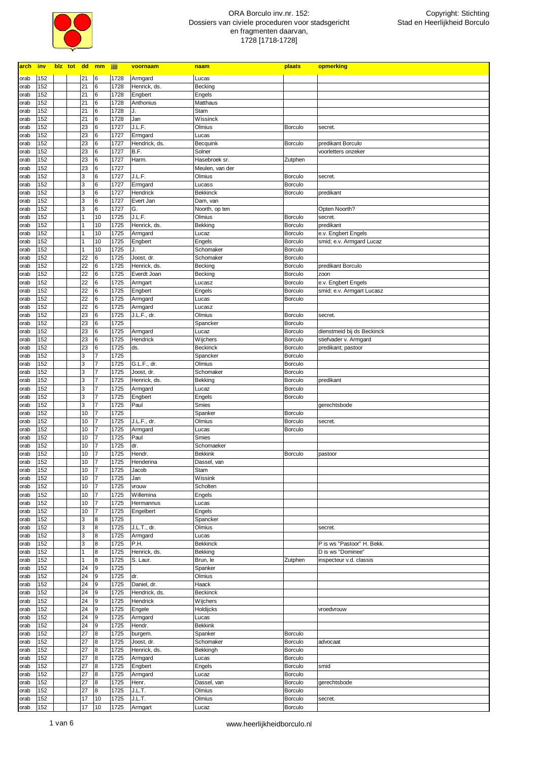# ORA Borculo inv.nr. 152: Dossiers van civiele proceduren voor stadsgericht en fragmenten daarvan, 1728 [1718-1728]

Copyright: Stichting Stad en Heerlijkheid Borculo

| arch | inv | blz | tot | dd | mm | jjjj | voornaam | naam | plaats | opmerking |
|---|---|---|---|---|---|---|---|---|---|---|
| orab | 152 | | | 21 | 6 | 1728 | Armgard | Lucas | | |
| orab | 152 | | | 21 | 6 | 1728 | Henrick, ds. | Becking | | |
| orab | 152 | | | 21 | 6 | 1728 | Engbert | Engels | | |
| orab | 152 | | | 21 | 6 | 1728 | Anthonius | Matthaus | | |
| orab | 152 | | | 21 | 6 | 1728 | J. | Stam | | |
| orab | 152 | | | 21 | 6 | 1728 | Jan | Wissinck | | |
| orab | 152 | | | 23 | 6 | 1727 | J.L.F. | Olmius | Borculo | secret. |
| orab | 152 | | | 23 | 6 | 1727 | Ermgard | Lucas | | |
| orab | 152 | | | 23 | 6 | 1727 | Hendrick, ds. | Becquink | Borculo | predikant Borculo |
| orab | 152 | | | 23 | 6 | 1727 | B.F. | Solner | | voorletters onzeker |
| orab | 152 | | | 23 | 6 | 1727 | Harm. | Hasebroek sr. | Zutphen | |
| orab | 152 | | | 23 | 6 | 1727 | | Meulen, van der | | |
| orab | 152 | | | 3 | 6 | 1727 | J.L.F. | Olmius | Borculo | secret. |
| orab | 152 | | | 3 | 6 | 1727 | Ermgard | Lucass | Borculo | |
| orab | 152 | | | 3 | 6 | 1727 | Hendrick | Bekkinck | Borculo | predikant |
| orab | 152 | | | 3 | 6 | 1727 | Evert Jan | Dam, van | | |
| orab | 152 | | | 3 | 6 | 1727 | G. | Noorth, op ten | | Opten Noorth? |
| orab | 152 | | | 1 | 10 | 1725 | J.L.F. | Olmius | Borculo | secret. |
| orab | 152 | | | 1 | 10 | 1725 | Henrick, ds. | Bekking | Borculo | predikant |
| orab | 152 | | | 1 | 10 | 1725 | Armgard | Lucaz | Borculo | e.v. Engbert Engels |
| orab | 152 | | | 1 | 10 | 1725 | Engbert | Engels | Borculo | smid; e.v. Armgard Lucaz |
| orab | 152 | | | 1 | 10 | 1725 | J. | Schomaker | Borculo | |
| orab | 152 | | | 22 | 6 | 1725 | Joost, dr. | Schomaker | Borculo | |
| orab | 152 | | | 22 | 6 | 1725 | Henrick, ds. | Becking | Borculo | predikant Borculo |
| orab | 152 | | | 22 | 6 | 1725 | Everdt Joan | Becking | Borculo | zoon |
| orab | 152 | | | 22 | 6 | 1725 | Armgart | Lucasz | Borculo | e.v. Engbert Engels |
| orab | 152 | | | 22 | 6 | 1725 | Engbert | Engels | Borculo | smid; e.v. Armgart Lucasz |
| orab | 152 | | | 22 | 6 | 1725 | Armgard | Lucas | Borculo | |
| orab | 152 | | | 22 | 6 | 1725 | Armgard | Lucasz | | |
| orab | 152 | | | 23 | 6 | 1725 | J.L.F., dr. | Olmius | Borculo | secret. |
| orab | 152 | | | 23 | 6 | 1725 | | Spancker | Borculo | |
| orab | 152 | | | 23 | 6 | 1725 | Armgard | Lucaz | Borculo | dienstmeid bij ds Beckinck |
| orab | 152 | | | 23 | 6 | 1725 | Hendrick | Wijchers | Borculo | stiefvader v. Armgard |
| orab | 152 | | | 23 | 6 | 1725 | ds. | Beckinck | Borculo | predikant; pastoor |
| orab | 152 | | | 3 | 7 | 1725 | | Spancker | Borculo | |
| orab | 152 | | | 3 | 7 | 1725 | G.L.F., dr. | Olmius | Borculo | |
| orab | 152 | | | 3 | 7 | 1725 | Joost, dr. | Schomaker | Borculo | |
| orab | 152 | | | 3 | 7 | 1725 | Henrick, ds. | Bekking | Borculo | predikant |
| orab | 152 | | | 3 | 7 | 1725 | Armgard | Lucaz | Borculo | |
| orab | 152 | | | 3 | 7 | 1725 | Engbert | Engels | Borculo | |
| orab | 152 | | | 3 | 7 | 1725 | Paul | Smies | | gerechtsbode |
| orab | 152 | | | 10 | 7 | 1725 | | Spanker | Borculo | |
| orab | 152 | | | 10 | 7 | 1725 | J.L.F., dr. | Olmius | Borculo | secret. |
| orab | 152 | | | 10 | 7 | 1725 | Armgard | Lucas | Borculo | |
| orab | 152 | | | 10 | 7 | 1725 | Paul | Smies | | |
| orab | 152 | | | 10 | 7 | 1725 | dr. | Schomaeker | | |
| orab | 152 | | | 10 | 7 | 1725 | Hendr. | Bekkink | Borculo | pastoor |
| orab | 152 | | | 10 | 7 | 1725 | Henderina | Dassel, van | | |
| orab | 152 | | | 10 | 7 | 1725 | Jacob | Stam | | |
| orab | 152 | | | 10 | 7 | 1725 | Jan | Wissink | | |
| orab | 152 | | | 10 | 7 | 1725 | vrouw | Scholten | | |
| orab | 152 | | | 10 | 7 | 1725 | Willemina | Engels | | |
| orab | 152 | | | 10 | 7 | 1725 | Hermannus | Lucas | | |
| orab | 152 | | | 10 | 7 | 1725 | Engelbert | Engels | | |
| orab | 152 | | | 3 | 8 | 1725 | | Spancker | | |
| orab | 152 | | | 3 | 8 | 1725 | J.L.T., dr. | Olmius | | secret. |
| orab | 152 | | | 3 | 8 | 1725 | Armgard | Lucas | | |
| orab | 152 | | | 3 | 8 | 1725 | P.H. | Bekkinck | | P is ws "Pastoor" H. Bekk. |
| orab | 152 | | | 1 | 8 | 1725 | Henrick, ds. | Bekking | | D is ws "Dominee" |
| orab | 152 | | | 1 | 8 | 1725 | S. Laur. | Brun, le | Zutphen | inspecteur v.d. classis |
| orab | 152 | | | 24 | 9 | 1725 | | Spanker | | |
| orab | 152 | | | 24 | 9 | 1725 | dr. | Olmius | | |
| orab | 152 | | | 24 | 9 | 1725 | Daniel, dr. | Haack | | |
| orab | 152 | | | 24 | 9 | 1725 | Hendrick, ds. | Beckinck | | |
| orab | 152 | | | 24 | 9 | 1725 | Hendrick | Wijchers | | |
| orab | 152 | | | 24 | 9 | 1725 | Engele | Holdijcks | | vroedvrouw |
| orab | 152 | | | 24 | 9 | 1725 | Armgard | Lucas | | |
| orab | 152 | | | 24 | 9 | 1725 | Hendr. | Bekkink | | |
| orab | 152 | | | 27 | 8 | 1725 | burgem. | Spanker | Borculo | |
| orab | 152 | | | 27 | 8 | 1725 | Joost, dr. | Schomaker | Borculo | advocaat |
| orab | 152 | | | 27 | 8 | 1725 | Henrick, ds. | Bekkingh | Borculo | |
| orab | 152 | | | 27 | 8 | 1725 | Armgard | Lucas | Borculo | |
| orab | 152 | | | 27 | 8 | 1725 | Engbert | Engels | Borculo | smid |
| orab | 152 | | | 27 | 8 | 1725 | Armgard | Lucaz | Borculo | |
| orab | 152 | | | 27 | 8 | 1725 | Henr. | Dassel, van | Borculo | gerechtsbode |
| orab | 152 | | | 27 | 8 | 1725 | J.L.T. | Olmius | Borculo | |
| orab | 152 | | | 17 | 10 | 1725 | J.L.T. | Olmius | Borculo | secret. |
| orab | 152 | | | 17 | 10 | 1725 | Armgart | Lucaz | Borculo | |

www.heerlijkheidborculo.nl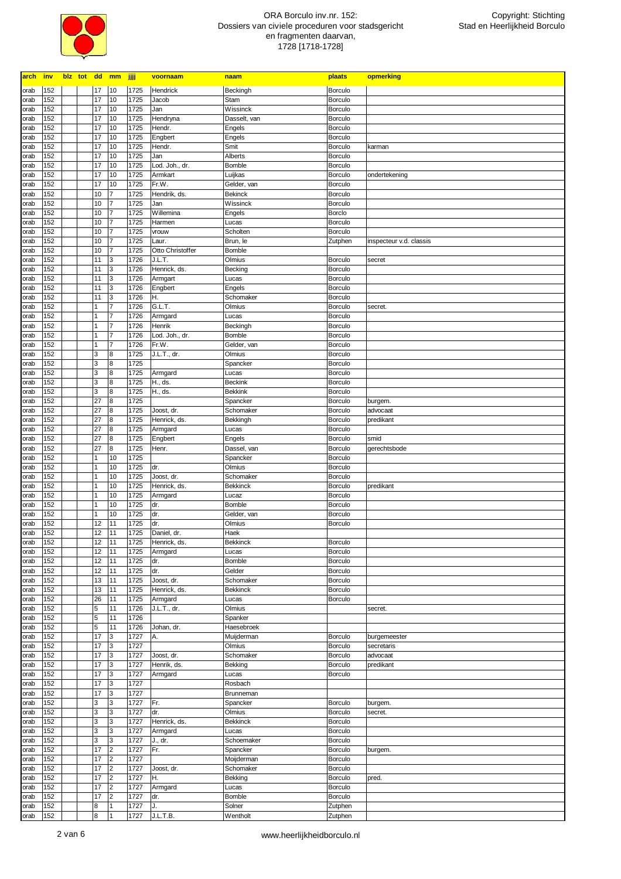| arch | inv | blz | tot | dd | mm | jjjj | voornaam | naam | plaats | opmerking |
|---|---|---|---|---|---|---|---|---|---|---|
| orab | 152 | | | 17 | 10 | 1725 | Hendrick | Beckingh | Borculo | |
| orab | 152 | | | 17 | 10 | 1725 | Jacob | Stam | Borculo | |
| orab | 152 | | | 17 | 10 | 1725 | Jan | Wissinck | Borculo | |
| orab | 152 | | | 17 | 10 | 1725 | Hendryna | Dasselt, van | Borculo | |
| orab | 152 | | | 17 | 10 | 1725 | Hendr. | Engels | Borculo | |
| orab | 152 | | | 17 | 10 | 1725 | Engbert | Engels | Borculo | |
| orab | 152 | | | 17 | 10 | 1725 | Hendr. | Smit | Borculo | karman |
| orab | 152 | | | 17 | 10 | 1725 | Jan | Alberts | Borculo | |
| orab | 152 | | | 17 | 10 | 1725 | Lod. Joh., dr. | Bomble | Borculo | |
| orab | 152 | | | 17 | 10 | 1725 | Armkart | Luijkas | Borculo | ondertekening |
| orab | 152 | | | 17 | 10 | 1725 | Fr.W. | Gelder, van | Borculo | |
| orab | 152 | | | 10 | 7 | 1725 | Hendrik, ds. | Bekinck | Borculo | |
| orab | 152 | | | 10 | 7 | 1725 | Jan | Wissinck | Borculo | |
| orab | 152 | | | 10 | 7 | 1725 | Willemina | Engels | Borclo | |
| orab | 152 | | | 10 | 7 | 1725 | Harmen | Lucas | Borculo | |
| orab | 152 | | | 10 | 7 | 1725 | vrouw | Scholten | Borculo | |
| orab | 152 | | | 10 | 7 | 1725 | Laur. | Brun, le | Zutphen | inspecteur v.d. classis |
| orab | 152 | | | 10 | 7 | 1725 | Otto Christoffer | Bomble | | |
| orab | 152 | | | 11 | 3 | 1726 | J.L.T. | Olmius | Borculo | secret |
| orab | 152 | | | 11 | 3 | 1726 | Henrick, ds. | Becking | Borculo | |
| orab | 152 | | | 11 | 3 | 1726 | Armgart | Lucas | Borculo | |
| orab | 152 | | | 11 | 3 | 1726 | Engbert | Engels | Borculo | |
| orab | 152 | | | 11 | 3 | 1726 | H. | Schomaker | Borculo | |
| orab | 152 | | | 1 | 7 | 1726 | G.L.T. | Olmius | Borculo | secret. |
| orab | 152 | | | 1 | 7 | 1726 | Armgard | Lucas | Borculo | |
| orab | 152 | | | 1 | 7 | 1726 | Henrik | Beckingh | Borculo | |
| orab | 152 | | | 1 | 7 | 1726 | Lod. Joh., dr. | Bomble | Borculo | |
| orab | 152 | | | 1 | 7 | 1726 | Fr.W. | Gelder, van | Borculo | |
| orab | 152 | | | 3 | 8 | 1725 | J.L.T., dr. | Olmius | Borculo | |
| orab | 152 | | | 3 | 8 | 1725 | | Spancker | Borculo | |
| orab | 152 | | | 3 | 8 | 1725 | Armgard | Lucas | Borculo | |
| orab | 152 | | | 3 | 8 | 1725 | H., ds. | Beckink | Borculo | |
| orab | 152 | | | 3 | 8 | 1725 | H., ds. | Bekkink | Borculo | |
| orab | 152 | | | 27 | 8 | 1725 | | Spancker | Borculo | burgem. |
| orab | 152 | | | 27 | 8 | 1725 | Joost, dr. | Schomaker | Borculo | advocaat |
| orab | 152 | | | 27 | 8 | 1725 | Henrick, ds. | Bekkingh | Borculo | predikant |
| orab | 152 | | | 27 | 8 | 1725 | Armgard | Lucas | Borculo | |
| orab | 152 | | | 27 | 8 | 1725 | Engbert | Engels | Borculo | smid |
| orab | 152 | | | 27 | 8 | 1725 | Henr. | Dassel, van | Borculo | gerechtsbode |
| orab | 152 | | | 1 | 10 | 1725 | | Spancker | Borculo | |
| orab | 152 | | | 1 | 10 | 1725 | dr. | Olmius | Borculo | |
| orab | 152 | | | 1 | 10 | 1725 | Joost, dr. | Schomaker | Borculo | |
| orab | 152 | | | 1 | 10 | 1725 | Henrick, ds. | Bekkinck | Borculo | predikant |
| orab | 152 | | | 1 | 10 | 1725 | Armgard | Lucaz | Borculo | |
| orab | 152 | | | 1 | 10 | 1725 | dr. | Bomble | Borculo | |
| orab | 152 | | | 1 | 10 | 1725 | dr. | Gelder, van | Borculo | |
| orab | 152 | | | 12 | 11 | 1725 | dr. | Olmius | Borculo | |
| orab | 152 | | | 12 | 11 | 1725 | Daniel, dr. | Haek | | |
| orab | 152 | | | 12 | 11 | 1725 | Henrick, ds. | Bekkinck | Borculo | |
| orab | 152 | | | 12 | 11 | 1725 | Armgard | Lucas | Borculo | |
| orab | 152 | | | 12 | 11 | 1725 | dr. | Bomble | Borculo | |
| orab | 152 | | | 12 | 11 | 1725 | dr. | Gelder | Borculo | |
| orab | 152 | | | 13 | 11 | 1725 | Joost, dr. | Schomaker | Borculo | |
| orab | 152 | | | 13 | 11 | 1725 | Henrick, ds. | Bekkinck | Borculo | |
| orab | 152 | | | 26 | 11 | 1725 | Armgard | Lucas | Borculo | |
| orab | 152 | | | 5 | 11 | 1726 | J.L.T., dr. | Olmius | | secret. |
| orab | 152 | | | 5 | 11 | 1726 | | Spanker | | |
| orab | 152 | | | 5 | 11 | 1726 | Johan, dr. | Haesebroek | | |
| orab | 152 | | | 17 | 3 | 1727 | A. | Muijderman | Borculo | burgemeester |
| orab | 152 | | | 17 | 3 | 1727 | | Olmius | Borculo | secretaris |
| orab | 152 | | | 17 | 3 | 1727 | Joost, dr. | Schomaker | Borculo | advocaat |
| orab | 152 | | | 17 | 3 | 1727 | Henrik, ds. | Bekking | Borculo | predikant |
| orab | 152 | | | 17 | 3 | 1727 | Armgard | Lucas | Borculo | |
| orab | 152 | | | 17 | 3 | 1727 | | Rosbach | | |
| orab | 152 | | | 17 | 3 | 1727 | | Brunneman | | |
| orab | 152 | | | 3 | 3 | 1727 | Fr. | Spancker | Borculo | burgem. |
| orab | 152 | | | 3 | 3 | 1727 | dr. | Olmius | Borculo | secret. |
| orab | 152 | | | 3 | 3 | 1727 | Henrick, ds. | Bekkinck | Borculo | |
| orab | 152 | | | 3 | 3 | 1727 | Armgard | Lucas | Borculo | |
| orab | 152 | | | 3 | 3 | 1727 | J., dr. | Schoemaker | Borculo | |
| orab | 152 | | | 17 | 2 | 1727 | Fr. | Spancker | Borculo | burgem. |
| orab | 152 | | | 17 | 2 | 1727 | | Moijderman | Borculo | |
| orab | 152 | | | 17 | 2 | 1727 | Joost, dr. | Schomaker | Borculo | |
| orab | 152 | | | 17 | 2 | 1727 | H. | Bekking | Borculo | pred. |
| orab | 152 | | | 17 | 2 | 1727 | Armgard | Lucas | Borculo | |
| orab | 152 | | | 17 | 2 | 1727 | dr. | Bomble | Borculo | |
| orab | 152 | | | 8 | 1 | 1727 | J. | Solner | Zutphen | |
| orab | 152 | | | 8 | 1 | 1727 | J.L.T.B. | Wentholt | Zutphen | |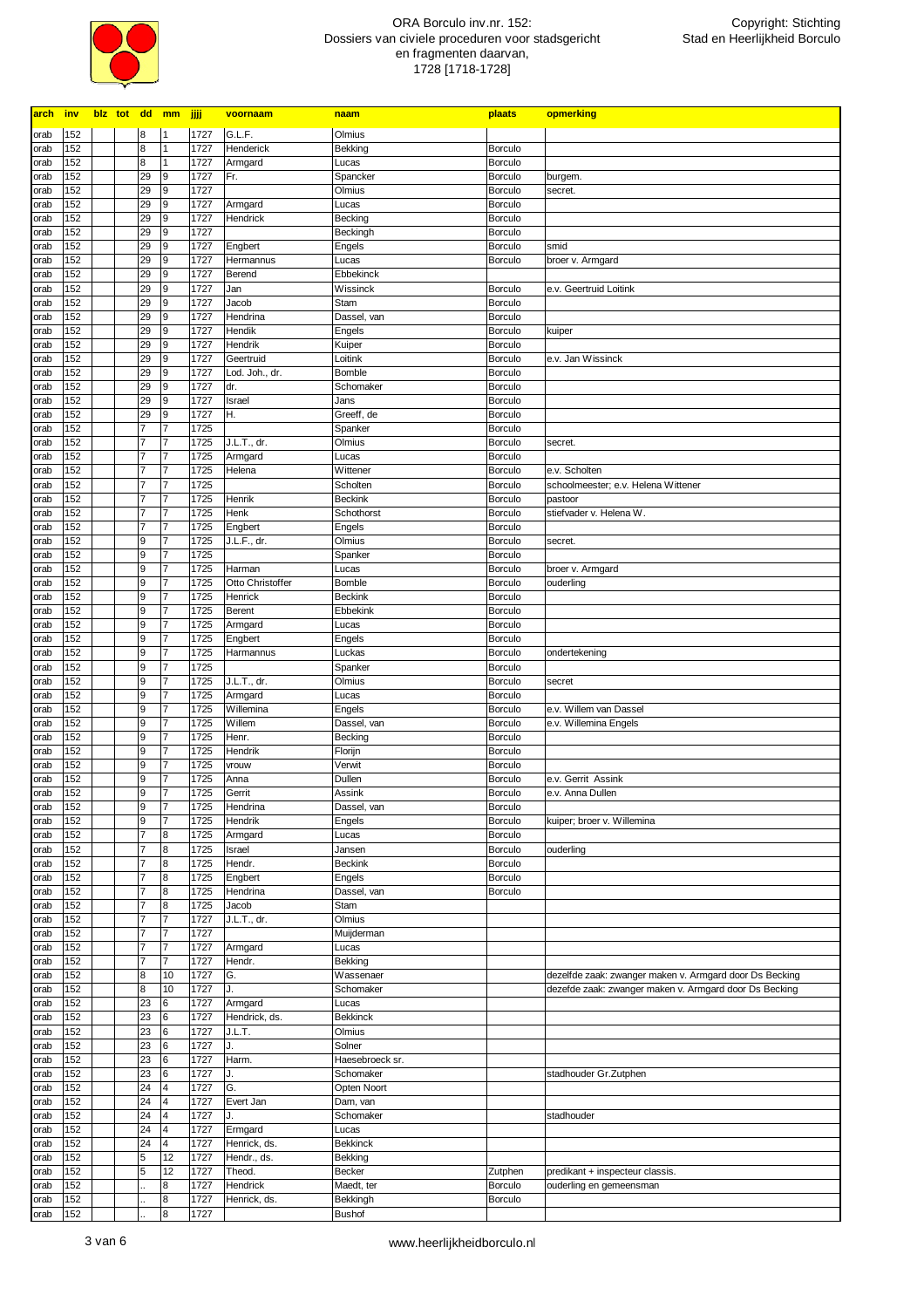# ORA Borculo inv.nr. 152: Dossiers van civiele proceduren voor stadsgericht en fragmenten daarvan, 1728 [1718-1728]

Copyright: Stichting Stad en Heerlijkheid Borculo

| arch | inv | blz | tot | dd | mm | jjjj | voornaam | naam | plaats | opmerking |
|---|---|---|---|---|---|---|---|---|---|---|
| orab | 152 | | | 8 | 1 | 1727 | G.L.F. | Olmius | | |
| orab | 152 | | | 8 | 1 | 1727 | Henderick | Bekking | Borculo | |
| orab | 152 | | | 8 | 1 | 1727 | Armgard | Lucas | Borculo | |
| orab | 152 | | | 29 | 9 | 1727 | Fr. | Spancker | Borculo | burgem. |
| orab | 152 | | | 29 | 9 | 1727 | | Olmius | Borculo | secret. |
| orab | 152 | | | 29 | 9 | 1727 | Armgard | Lucas | Borculo | |
| orab | 152 | | | 29 | 9 | 1727 | Hendrick | Becking | Borculo | |
| orab | 152 | | | 29 | 9 | 1727 | | Beckingh | Borculo | |
| orab | 152 | | | 29 | 9 | 1727 | Engbert | Engels | Borculo | smid |
| orab | 152 | | | 29 | 9 | 1727 | Hermannus | Lucas | Borculo | broer v. Armgard |
| orab | 152 | | | 29 | 9 | 1727 | Berend | Ebbekinck | | |
| orab | 152 | | | 29 | 9 | 1727 | Jan | Wissinck | Borculo | e.v. Geertruid Loitink |
| orab | 152 | | | 29 | 9 | 1727 | Jacob | Stam | Borculo | |
| orab | 152 | | | 29 | 9 | 1727 | Hendrina | Dassel, van | Borculo | |
| orab | 152 | | | 29 | 9 | 1727 | Hendik | Engels | Borculo | kuiper |
| orab | 152 | | | 29 | 9 | 1727 | Hendrik | Kuiper | Borculo | |
| orab | 152 | | | 29 | 9 | 1727 | Geertruid | Loitink | Borculo | e.v. Jan Wissinck |
| orab | 152 | | | 29 | 9 | 1727 | Lod. Joh., dr. | Bomble | Borculo | |
| orab | 152 | | | 29 | 9 | 1727 | dr. | Schomaker | Borculo | |
| orab | 152 | | | 29 | 9 | 1727 | Israel | Jans | Borculo | |
| orab | 152 | | | 29 | 9 | 1727 | H. | Greeff, de | Borculo | |
| orab | 152 | | | 7 | 7 | 1725 | | Spanker | Borculo | |
| orab | 152 | | | 7 | 7 | 1725 | J.L.T., dr. | Olmius | Borculo | secret. |
| orab | 152 | | | 7 | 7 | 1725 | Armgard | Lucas | Borculo | |
| orab | 152 | | | 7 | 7 | 1725 | Helena | Wittener | Borculo | e.v. Scholten |
| orab | 152 | | | 7 | 7 | 1725 | | Scholten | Borculo | schoolmeester; e.v. Helena Wittener |
| orab | 152 | | | 7 | 7 | 1725 | Henrik | Beckink | Borculo | pastoor |
| orab | 152 | | | 7 | 7 | 1725 | Henk | Schothorst | Borculo | stiefvader v. Helena W. |
| orab | 152 | | | 7 | 7 | 1725 | Engbert | Engels | Borculo | |
| orab | 152 | | | 9 | 7 | 1725 | J.L.F., dr. | Olmius | Borculo | secret. |
| orab | 152 | | | 9 | 7 | 1725 | | Spanker | Borculo | |
| orab | 152 | | | 9 | 7 | 1725 | Harman | Lucas | Borculo | broer v. Armgard |
| orab | 152 | | | 9 | 7 | 1725 | Otto Christoffer | Bomble | Borculo | ouderling |
| orab | 152 | | | 9 | 7 | 1725 | Henrick | Beckink | Borculo | |
| orab | 152 | | | 9 | 7 | 1725 | Berent | Ebbekink | Borculo | |
| orab | 152 | | | 9 | 7 | 1725 | Armgard | Lucas | Borculo | |
| orab | 152 | | | 9 | 7 | 1725 | Engbert | Engels | Borculo | |
| orab | 152 | | | 9 | 7 | 1725 | Harmannus | Luckas | Borculo | ondertekening |
| orab | 152 | | | 9 | 7 | 1725 | | Spanker | Borculo | |
| orab | 152 | | | 9 | 7 | 1725 | J.L.T., dr. | Olmius | Borculo | secret |
| orab | 152 | | | 9 | 7 | 1725 | Armgard | Lucas | Borculo | |
| orab | 152 | | | 9 | 7 | 1725 | Willemina | Engels | Borculo | e.v. Willem van Dassel |
| orab | 152 | | | 9 | 7 | 1725 | Willem | Dassel, van | Borculo | e.v. Willemina Engels |
| orab | 152 | | | 9 | 7 | 1725 | Henr. | Becking | Borculo | |
| orab | 152 | | | 9 | 7 | 1725 | Hendrik | Florijn | Borculo | |
| orab | 152 | | | 9 | 7 | 1725 | vrouw | Verwit | Borculo | |
| orab | 152 | | | 9 | 7 | 1725 | Anna | Dullen | Borculo | e.v. Gerrit Assink |
| orab | 152 | | | 9 | 7 | 1725 | Gerrit | Assink | Borculo | e.v. Anna Dullen |
| orab | 152 | | | 9 | 7 | 1725 | Hendrina | Dassel, van | Borculo | |
| orab | 152 | | | 9 | 7 | 1725 | Hendrik | Engels | Borculo | kuiper; broer v. Willemina |
| orab | 152 | | | 7 | 8 | 1725 | Armgard | Lucas | Borculo | |
| orab | 152 | | | 7 | 8 | 1725 | Israel | Jansen | Borculo | ouderling |
| orab | 152 | | | 7 | 8 | 1725 | Hendr. | Beckink | Borculo | |
| orab | 152 | | | 7 | 8 | 1725 | Engbert | Engels | Borculo | |
| orab | 152 | | | 7 | 8 | 1725 | Hendrina | Dassel, van | Borculo | |
| orab | 152 | | | 7 | 8 | 1725 | Jacob | Stam | | |
| orab | 152 | | | 7 | 7 | 1727 | J.L.T., dr. | Olmius | | |
| orab | 152 | | | 7 | 7 | 1727 | | Muijderman | | |
| orab | 152 | | | 7 | 7 | 1727 | Armgard | Lucas | | |
| orab | 152 | | | 7 | 7 | 1727 | Hendr. | Bekking | | |
| orab | 152 | | | 8 | 10 | 1727 | G. | Wassenaer | | dezelfde zaak: zwanger maken v. Armgard door Ds Becking |
| orab | 152 | | | 8 | 10 | 1727 | J. | Schomaker | | dezefde zaak: zwanger maken v. Armgard door Ds Becking |
| orab | 152 | | | 23 | 6 | 1727 | Armgard | Lucas | | |
| orab | 152 | | | 23 | 6 | 1727 | Hendrick, ds. | Bekkinck | | |
| orab | 152 | | | 23 | 6 | 1727 | J.L.T. | Olmius | | |
| orab | 152 | | | 23 | 6 | 1727 | J. | Solner | | |
| orab | 152 | | | 23 | 6 | 1727 | Harm. | Haesebroeck sr. | | |
| orab | 152 | | | 23 | 6 | 1727 | J. | Schomaker | | stadhouder Gr.Zutphen |
| orab | 152 | | | 24 | 4 | 1727 | G. | Opten Noort | | |
| orab | 152 | | | 24 | 4 | 1727 | Evert Jan | Dam, van | | |
| orab | 152 | | | 24 | 4 | 1727 | J. | Schomaker | | stadhouder |
| orab | 152 | | | 24 | 4 | 1727 | Ermgard | Lucas | | |
| orab | 152 | | | 24 | 4 | 1727 | Henrick, ds. | Bekkinck | | |
| orab | 152 | | | 5 | 12 | 1727 | Hendr., ds. | Bekking | | |
| orab | 152 | | | 5 | 12 | 1727 | Theod. | Becker | Zutphen | predikant + inspecteur classis. |
| orab | 152 | | | .. | 8 | 1727 | Hendrick | Maedt, ter | Borculo | ouderling en gemeensman |
| orab | 152 | | | .. | 8 | 1727 | Henrick, ds. | Bekkingh | Borculo | |
| orab | 152 | | | .. | 8 | 1727 | | Bushof | | |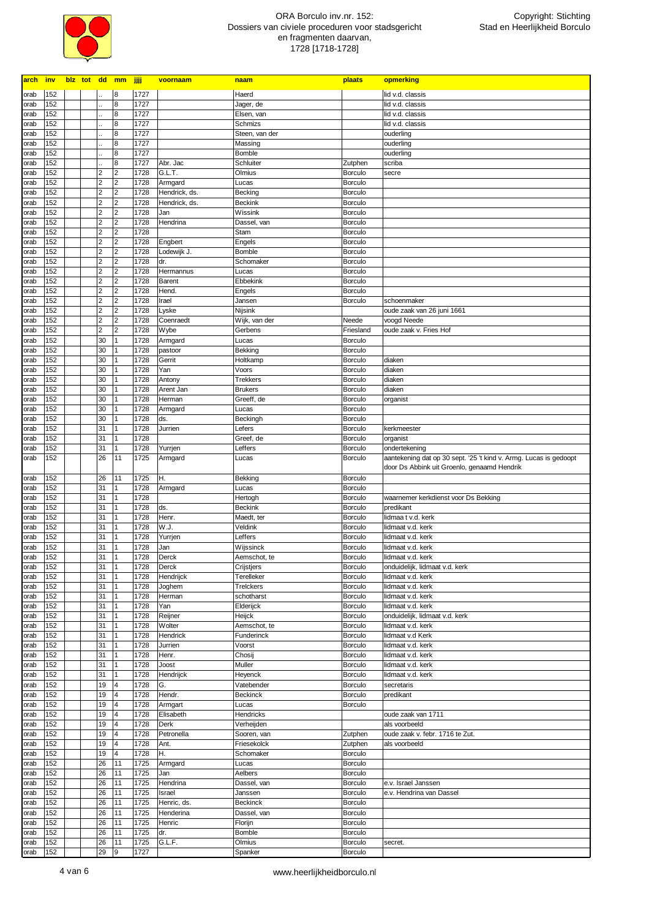# ORA Borculo inv.nr. 152: Dossiers van civiele proceduren voor stadsgericht en fragmenten daarvan, 1728 [1718-1728]

Copyright: Stichting Stad en Heerlijkheid Borculo

| arch | inv | blz | tot | dd | mm | jjjj | voornaam | naam | plaats | opmerking |
|---|---|---|---|---|---|---|---|---|---|---|
| orab | 152 | | | .. | 8 | 1727 | | Haerd | | lid v.d. classis |
| orab | 152 | | | .. | 8 | 1727 | | Jager, de | | lid v.d. classis |
| orab | 152 | | | .. | 8 | 1727 | | Elsen, van | | lid v.d. classis |
| orab | 152 | | | .. | 8 | 1727 | | Schmizs | | lid v.d. classis |
| orab | 152 | | | .. | 8 | 1727 | | Steen, van der | | ouderling |
| orab | 152 | | | .. | 8 | 1727 | | Massing | | ouderling |
| orab | 152 | | | .. | 8 | 1727 | | Bomble | | ouderling |
| orab | 152 | | | .. | 8 | 1727 | Abr. Jac | Schluiter | Zutphen | scriba |
| orab | 152 | | | 2 | 2 | 1728 | G.L.T. | Olmius | Borculo | secre |
| orab | 152 | | | 2 | 2 | 1728 | Armgard | Lucas | Borculo | |
| orab | 152 | | | 2 | 2 | 1728 | Hendrick, ds. | Becking | Borculo | |
| orab | 152 | | | 2 | 2 | 1728 | Hendrick, ds. | Beckink | Borculo | |
| orab | 152 | | | 2 | 2 | 1728 | Jan | Wissink | Borculo | |
| orab | 152 | | | 2 | 2 | 1728 | Hendrina | Dassel, van | Borculo | |
| orab | 152 | | | 2 | 2 | 1728 | | Stam | Borculo | |
| orab | 152 | | | 2 | 2 | 1728 | Engbert | Engels | Borculo | |
| orab | 152 | | | 2 | 2 | 1728 | Lodewijk J. | Bomble | Borculo | |
| orab | 152 | | | 2 | 2 | 1728 | dr. | Schomaker | Borculo | |
| orab | 152 | | | 2 | 2 | 1728 | Hermannus | Lucas | Borculo | |
| orab | 152 | | | 2 | 2 | 1728 | Barent | Ebbekink | Borculo | |
| orab | 152 | | | 2 | 2 | 1728 | Hend. | Engels | Borculo | |
| orab | 152 | | | 2 | 2 | 1728 | Irael | Jansen | Borculo | schoenmaker |
| orab | 152 | | | 2 | 2 | 1728 | Lyske | Nijsink | | oude zaak van 26 juni 1661 |
| orab | 152 | | | 2 | 2 | 1728 | Coenraedt | Wijk, van der | Neede | voogd Neede |
| orab | 152 | | | 2 | 2 | 1728 | Wybe | Gerbens | Friesland | oude zaak v. Fries Hof |
| orab | 152 | | | 30 | 1 | 1728 | Armgard | Lucas | Borculo | |
| orab | 152 | | | 30 | 1 | 1728 | pastoor | Bekking | Borculo | |
| orab | 152 | | | 30 | 1 | 1728 | Gerrit | Holtkamp | Borculo | diaken |
| orab | 152 | | | 30 | 1 | 1728 | Yan | Voors | Borculo | diaken |
| orab | 152 | | | 30 | 1 | 1728 | Antony | Trekkers | Borculo | diaken |
| orab | 152 | | | 30 | 1 | 1728 | Arent Jan | Brukers | Borculo | diaken |
| orab | 152 | | | 30 | 1 | 1728 | Herman | Greeff, de | Borculo | organist |
| orab | 152 | | | 30 | 1 | 1728 | Armgard | Lucas | Borculo | |
| orab | 152 | | | 30 | 1 | 1728 | ds. | Beckingh | Borculo | |
| orab | 152 | | | 31 | 1 | 1728 | Jurrien | Lefers | Borculo | kerkmeester |
| orab | 152 | | | 31 | 1 | 1728 | | Greef, de | Borculo | organist |
| orab | 152 | | | 31 | 1 | 1728 | Yurrjen | Leffers | Borculo | ondertekening |
| orab | 152 | | | 26 | 11 | 1725 | Armgard | Lucas | Borculo | aantekening dat op 30 sept. '25 't kind v. Armg. Lucas is gedoopt door Ds Abbink uit Groenlo, genaamd Hendrik |
| orab | 152 | | | 26 | 11 | 1725 | H. | Bekking | Borculo | |
| orab | 152 | | | 31 | 1 | 1728 | Armgard | Lucas | Borculo | |
| orab | 152 | | | 31 | 1 | 1728 | | Hertogh | Borculo | waarnemer kerkdienst voor Ds Bekking |
| orab | 152 | | | 31 | 1 | 1728 | ds. | Beckink | Borculo | predikant |
| orab | 152 | | | 31 | 1 | 1728 | Henr. | Maedt, ter | Borculo | lidmaa t v.d. kerk |
| orab | 152 | | | 31 | 1 | 1728 | W.J. | Veldink | Borculo | lidmaat v.d. kerk |
| orab | 152 | | | 31 | 1 | 1728 | Yurrjen | Leffers | Borculo | lidmaat v.d. kerk |
| orab | 152 | | | 31 | 1 | 1728 | Jan | Wijssinck | Borculo | lidmaat v.d. kerk |
| orab | 152 | | | 31 | 1 | 1728 | Derck | Aemschot, te | Borculo | lidmaat v.d. kerk |
| orab | 152 | | | 31 | 1 | 1728 | Derck | Crijstjers | Borculo | onduidelijk, lidmaat v.d. kerk |
| orab | 152 | | | 31 | 1 | 1728 | Hendrijck | Terelleker | Borculo | lidmaat v.d. kerk |
| orab | 152 | | | 31 | 1 | 1728 | Joghem | Trelckers | Borculo | lidmaat v.d. kerk |
| orab | 152 | | | 31 | 1 | 1728 | Herman | schotharst | Borculo | lidmaat v.d. kerk |
| orab | 152 | | | 31 | 1 | 1728 | Yan | Elderijck | Borculo | lidmaat v.d. kerk |
| orab | 152 | | | 31 | 1 | 1728 | Reijner | Heijck | Borculo | onduidelijk, lidmaat v.d. kerk |
| orab | 152 | | | 31 | 1 | 1728 | Wolter | Aemschot, te | Borculo | lidmaat v.d. kerk |
| orab | 152 | | | 31 | 1 | 1728 | Hendrick | Funderinck | Borculo | lidmaat v.d Kerk |
| orab | 152 | | | 31 | 1 | 1728 | Jurrien | Voorst | Borculo | lidmaat v.d. kerk |
| orab | 152 | | | 31 | 1 | 1728 | Henr. | Chosij | Borculo | lidmaat v.d. kerk |
| orab | 152 | | | 31 | 1 | 1728 | Joost | Muller | Borculo | lidmaat v.d. kerk |
| orab | 152 | | | 31 | 1 | 1728 | Hendrijck | Heyenck | Borculo | lidmaat v.d. kerk |
| orab | 152 | | | 19 | 4 | 1728 | G. | Vatebender | Borculo | secretaris |
| orab | 152 | | | 19 | 4 | 1728 | Hendr. | Beckinck | Borculo | predikant |
| orab | 152 | | | 19 | 4 | 1728 | Armgart | Lucas | Borculo | |
| orab | 152 | | | 19 | 4 | 1728 | Elisabeth | Hendricks | | oude zaak van 1711 |
| orab | 152 | | | 19 | 4 | 1728 | Derk | Verheijden | | als voorbeeld |
| orab | 152 | | | 19 | 4 | 1728 | Petronella | Sooren, van | Zutphen | oude zaak v. febr. 1716 te Zut. |
| orab | 152 | | | 19 | 4 | 1728 | Ant. | Friesekolck | Zutphen | als voorbeeld |
| orab | 152 | | | 19 | 4 | 1728 | H. | Schomaker | Borculo | |
| orab | 152 | | | 26 | 11 | 1725 | Armgard | Lucas | Borculo | |
| orab | 152 | | | 26 | 11 | 1725 | Jan | Aelbers | Borculo | |
| orab | 152 | | | 26 | 11 | 1725 | Hendrina | Dassel, van | Borculo | e.v. Israel Janssen |
| orab | 152 | | | 26 | 11 | 1725 | Israel | Janssen | Borculo | e.v. Hendrina van Dassel |
| orab | 152 | | | 26 | 11 | 1725 | Henric, ds. | Beckinck | Borculo | |
| orab | 152 | | | 26 | 11 | 1725 | Henderina | Dassel, van | Borculo | |
| orab | 152 | | | 26 | 11 | 1725 | Henric | Florijn | Borculo | |
| orab | 152 | | | 26 | 11 | 1725 | dr. | Bomble | Borculo | |
| orab | 152 | | | 26 | 11 | 1725 | G.L.F. | Olmius | Borculo | secret. |
| orab | 152 | | | 29 | 9 | 1727 | | Spanker | Borculo | |

www.heerlijkheidborculo.nl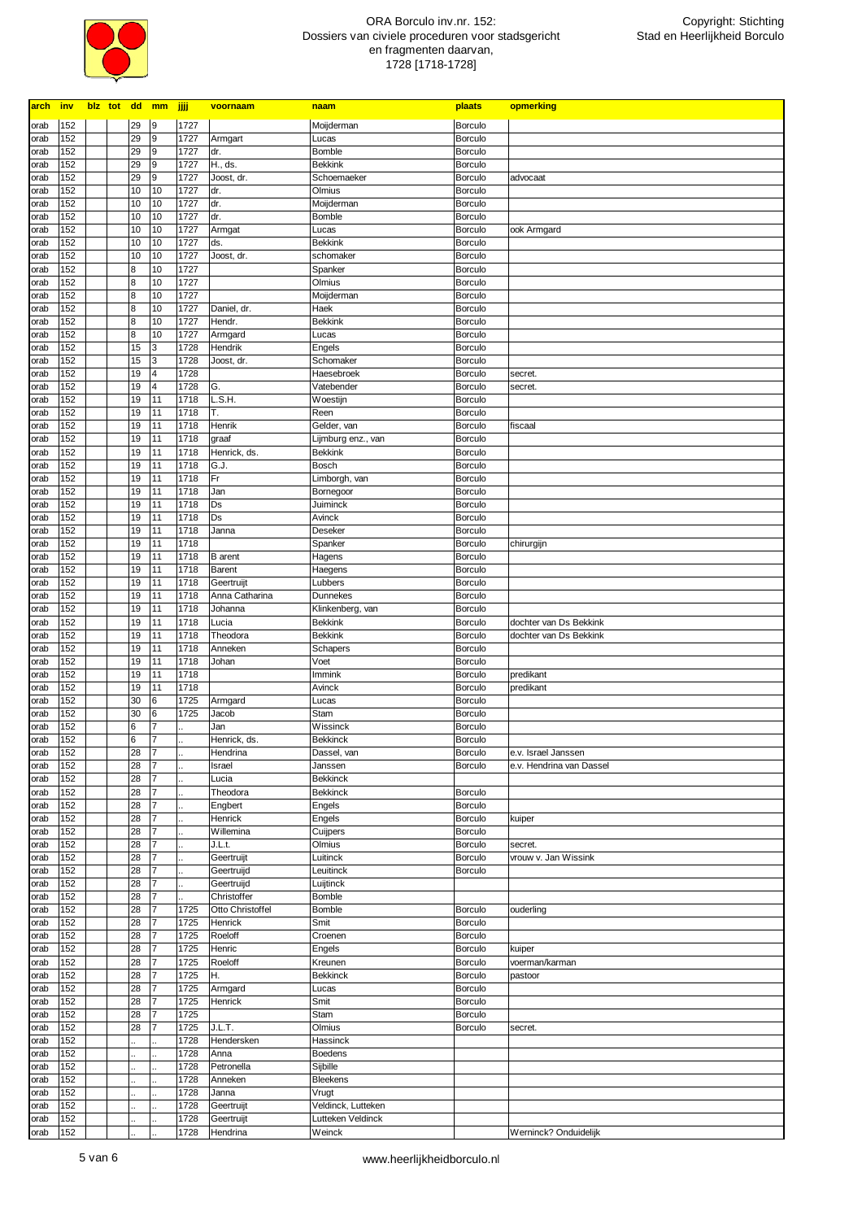# ORA Borculo inv.nr. 152: Dossiers van civiele proceduren voor stadsgericht en fragmenten daarvan, 1728 [1718-1728]

| arch | inv | blz | tot | dd | mm | jjjj | voornaam | naam | plaats | opmerking |
|---|---|---|---|---|---|---|---|---|---|---|
| orab | 152 | | | 29 | 9 | 1727 | | Moijderman | Borculo | |
| orab | 152 | | | 29 | 9 | 1727 | Armgart | Lucas | Borculo | |
| orab | 152 | | | 29 | 9 | 1727 | dr. | Bomble | Borculo | |
| orab | 152 | | | 29 | 9 | 1727 | H., ds. | Bekkink | Borculo | |
| orab | 152 | | | 29 | 9 | 1727 | Joost, dr. | Schoemaeker | Borculo | advocaat |
| orab | 152 | | | 10 | 10 | 1727 | dr. | Olmius | Borculo | |
| orab | 152 | | | 10 | 10 | 1727 | dr. | Moijderman | Borculo | |
| orab | 152 | | | 10 | 10 | 1727 | dr. | Bomble | Borculo | |
| orab | 152 | | | 10 | 10 | 1727 | Armgat | Lucas | Borculo | ook Armgard |
| orab | 152 | | | 10 | 10 | 1727 | ds. | Bekkink | Borculo | |
| orab | 152 | | | 10 | 10 | 1727 | Joost, dr. | schomaker | Borculo | |
| orab | 152 | | | 8 | 10 | 1727 | | Spanker | Borculo | |
| orab | 152 | | | 8 | 10 | 1727 | | Olmius | Borculo | |
| orab | 152 | | | 8 | 10 | 1727 | | Moijderman | Borculo | |
| orab | 152 | | | 8 | 10 | 1727 | Daniel, dr. | Haek | Borculo | |
| orab | 152 | | | 8 | 10 | 1727 | Hendr. | Bekkink | Borculo | |
| orab | 152 | | | 8 | 10 | 1727 | Armgard | Lucas | Borculo | |
| orab | 152 | | | 15 | 3 | 1728 | Hendrik | Engels | Borculo | |
| orab | 152 | | | 15 | 3 | 1728 | Joost, dr. | Schomaker | Borculo | |
| orab | 152 | | | 19 | 4 | 1728 | | Haesebroek | Borculo | secret. |
| orab | 152 | | | 19 | 4 | 1728 | G. | Vatebender | Borculo | secret. |
| orab | 152 | | | 19 | 11 | 1718 | L.S.H. | Woestijn | Borculo | |
| orab | 152 | | | 19 | 11 | 1718 | T. | Reen | Borculo | |
| orab | 152 | | | 19 | 11 | 1718 | Henrik | Gelder, van | Borculo | fiscaal |
| orab | 152 | | | 19 | 11 | 1718 | graaf | Lijmburg enz., van | Borculo | |
| orab | 152 | | | 19 | 11 | 1718 | Henrick, ds. | Bekkink | Borculo | |
| orab | 152 | | | 19 | 11 | 1718 | G.J. | Bosch | Borculo | |
| orab | 152 | | | 19 | 11 | 1718 | Fr | Limborgh, van | Borculo | |
| orab | 152 | | | 19 | 11 | 1718 | Jan | Bornegoor | Borculo | |
| orab | 152 | | | 19 | 11 | 1718 | Ds | Juiminck | Borculo | |
| orab | 152 | | | 19 | 11 | 1718 | Ds | Avinck | Borculo | |
| orab | 152 | | | 19 | 11 | 1718 | Janna | Deseker | Borculo | |
| orab | 152 | | | 19 | 11 | 1718 | | Spanker | Borculo | chirurgijn |
| orab | 152 | | | 19 | 11 | 1718 | B arent | Hagens | Borculo | |
| orab | 152 | | | 19 | 11 | 1718 | Barent | Haegens | Borculo | |
| orab | 152 | | | 19 | 11 | 1718 | Geertruijt | Lubbers | Borculo | |
| orab | 152 | | | 19 | 11 | 1718 | Anna Catharina | Dunnekes | Borculo | |
| orab | 152 | | | 19 | 11 | 1718 | Johanna | Klinkenberg, van | Borculo | |
| orab | 152 | | | 19 | 11 | 1718 | Lucia | Bekkink | Borculo | dochter van Ds Bekkink |
| orab | 152 | | | 19 | 11 | 1718 | Theodora | Bekkink | Borculo | dochter van Ds Bekkink |
| orab | 152 | | | 19 | 11 | 1718 | Anneken | Schapers | Borculo | |
| orab | 152 | | | 19 | 11 | 1718 | Johan | Voet | Borculo | |
| orab | 152 | | | 19 | 11 | 1718 | | Immink | Borculo | predikant |
| orab | 152 | | | 19 | 11 | 1718 | | Avinck | Borculo | predikant |
| orab | 152 | | | 30 | 6 | 1725 | Armgard | Lucas | Borculo | |
| orab | 152 | | | 30 | 6 | 1725 | Jacob | Stam | Borculo | |
| orab | 152 | | | 6 | 7 | .. | Jan | Wissinck | Borculo | |
| orab | 152 | | | 6 | 7 | .. | Henrick, ds. | Bekkinck | Borculo | |
| orab | 152 | | | 28 | 7 | .. | Hendrina | Dassel, van | Borculo | e.v. Israel Janssen |
| orab | 152 | | | 28 | 7 | .. | Israel | Janssen | Borculo | e.v. Hendrina van Dassel |
| orab | 152 | | | 28 | 7 | .. | Lucia | Bekkinck | | |
| orab | 152 | | | 28 | 7 | .. | Theodora | Bekkinck | Borculo | |
| orab | 152 | | | 28 | 7 | .. | Engbert | Engels | Borculo | |
| orab | 152 | | | 28 | 7 | .. | Henrick | Engels | Borculo | kuiper |
| orab | 152 | | | 28 | 7 | .. | Willemina | Cuijpers | Borculo | |
| orab | 152 | | | 28 | 7 | .. | J.L.t. | Olmius | Borculo | secret. |
| orab | 152 | | | 28 | 7 | .. | Geertruijt | Luitinck | Borculo | vrouw v. Jan Wissink |
| orab | 152 | | | 28 | 7 | .. | Geertruijd | Leuitinck | Borculo | |
| orab | 152 | | | 28 | 7 | .. | Geertruijd | Luijtinck | | |
| orab | 152 | | | 28 | 7 | .. | Christoffer | Bomble | | |
| orab | 152 | | | 28 | 7 | 1725 | Otto Christoffel | Bomble | Borculo | ouderling |
| orab | 152 | | | 28 | 7 | 1725 | Henrick | Smit | Borculo | |
| orab | 152 | | | 28 | 7 | 1725 | Roeloff | Croenen | Borculo | |
| orab | 152 | | | 28 | 7 | 1725 | Henric | Engels | Borculo | kuiper |
| orab | 152 | | | 28 | 7 | 1725 | Roeloff | Kreunen | Borculo | voerman/karman |
| orab | 152 | | | 28 | 7 | 1725 | H. | Bekkinck | Borculo | pastoor |
| orab | 152 | | | 28 | 7 | 1725 | Armgard | Lucas | Borculo | |
| orab | 152 | | | 28 | 7 | 1725 | Henrick | Smit | Borculo | |
| orab | 152 | | | 28 | 7 | 1725 | | Stam | Borculo | |
| orab | 152 | | | 28 | 7 | 1725 | J.L.T. | Olmius | Borculo | secret. |
| orab | 152 | | | .. | .. | 1728 | Hendersken | Hassinck | | |
| orab | 152 | | | .. | .. | 1728 | Anna | Boedens | | |
| orab | 152 | | | .. | .. | 1728 | Petronella | Sijbille | | |
| orab | 152 | | | .. | .. | 1728 | Anneken | Bleekens | | |
| orab | 152 | | | .. | .. | 1728 | Janna | Vrugt | | |
| orab | 152 | | | .. | .. | 1728 | Geertruijt | Veldinck, Lutteken | | |
| orab | 152 | | | .. | .. | 1728 | Geertruijt | Lutteken Veldinck | | |
| orab | 152 | | | .. | .. | 1728 | Hendrina | Weinck | | Werninck? Onduidelijk |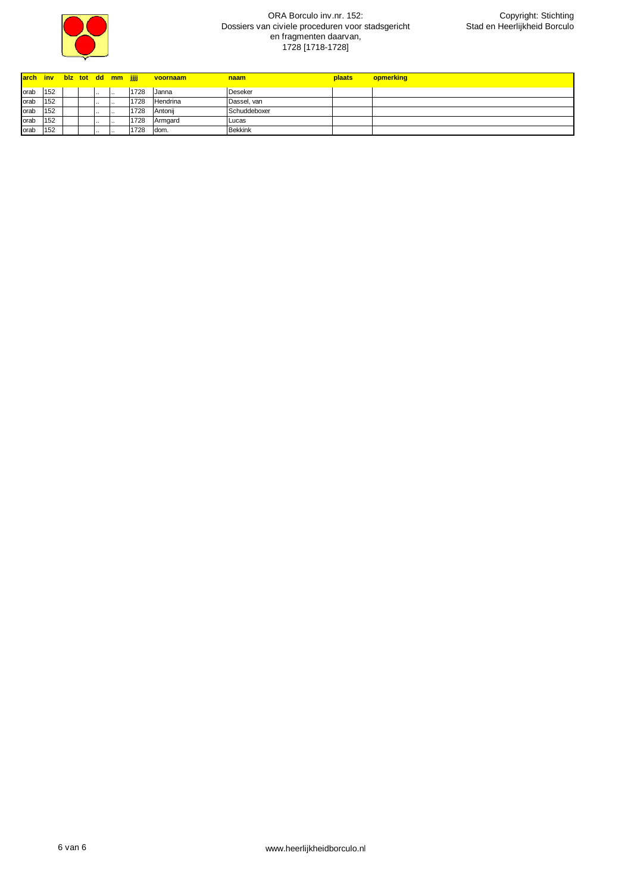| arch | inv | blz | tot | dd | mm | jjjj | voornaam | naam | plaats | opmerking |
|---|---|---|---|---|---|---|---|---|---|---|
| orab | 152 | | | .. | .. | 1728 | Janna | Deseker | | |
| orab | 152 | | | .. | .. | 1728 | Hendrina | Dassel, van | | |
| orab | 152 | | | .. | .. | 1728 | Antonij | Schuddeboxer | | |
| orab | 152 | | | .. | .. | 1728 | Armgard | Lucas | | |
| orab | 152 | | | .. | .. | 1728 | dom. | Bekkink | | |